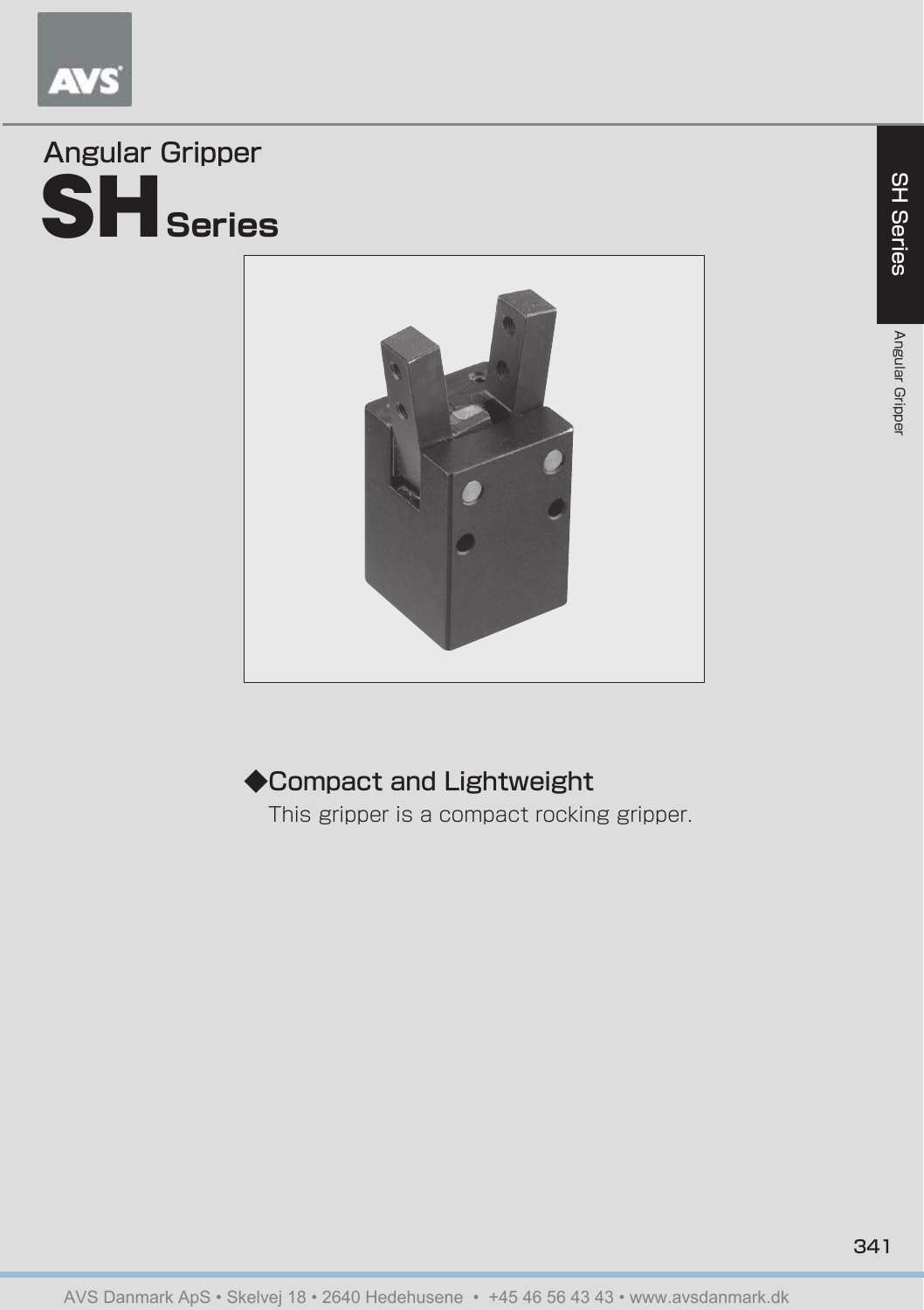Angular Gripper

# SH Series

### ◆Compact and Lightweight

This gripper is a compact rocking gripper.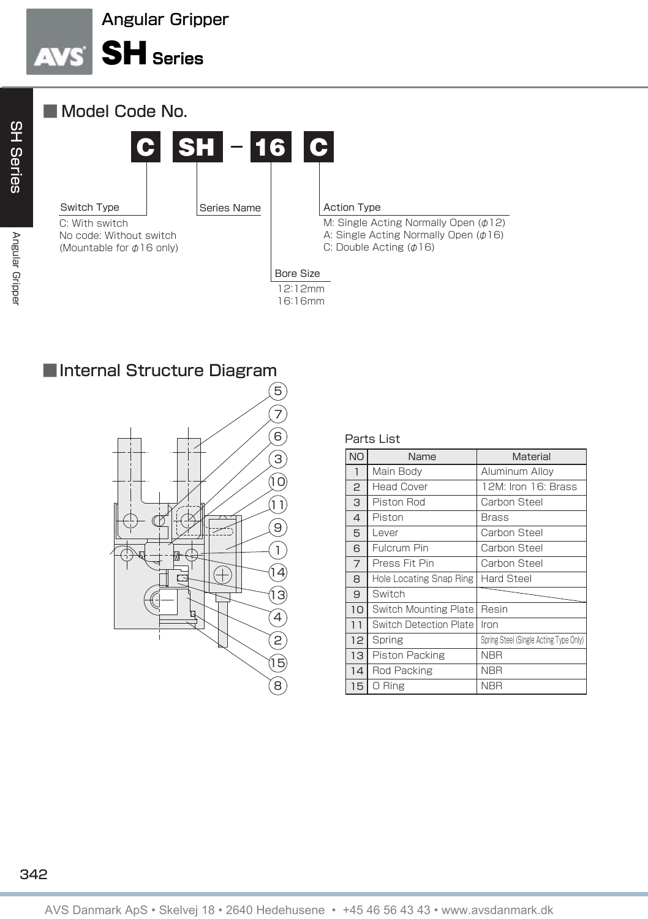# Angular Gripper

# SH Series

## Model Code No.

**C SH – 16 C**

- **Switch Type**
  - C: With switch
  - No code: Without switch
  - (Mountable for $\phi$16 only)
- **Series Name**
- **Bore Size**
  - 12:12mm
  - 16:16mm
- **Action Type**
  - M: Single Acting Normally Open ($\phi$12)
  - A: Single Acting Normally Open ($\phi$16)
  - C: Double Acting ($\phi$16)

## Internal Structure Diagram

Parts List

| NO | Name | Material |
|---|---|---|
| 1 | Main Body | Aluminum Alloy |
| 2 | Head Cover | 12M: Iron 16: Brass |
| 3 | Piston Rod | Carbon Steel |
| 4 | Piston | Brass |
| 5 | Lever | Carbon Steel |
| 6 | Fulcrum Pin | Carbon Steel |
| 7 | Press Fit Pin | Carbon Steel |
| 8 | Hole Locating Snap Ring | Hard Steel |
| 9 | Switch | |
| 10 | Switch Mounting Plate | Resin |
| 11 | Switch Detection Plate | Iron |
| 12 | Spring | Spring Steel (Single Acting Type Only) |
| 13 | Piston Packing | NBR |
| 14 | Rod Packing | NBR |
| 15 | O Ring | NBR |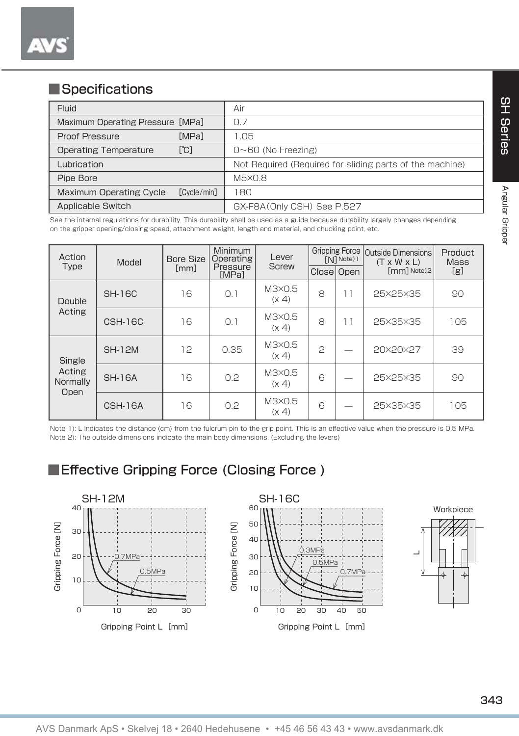## Specifications

| Fluid | Air |
|---|---|
| Maximum Operating Pressure [MPa] | 0.7 |
| Proof Pressure [MPa] | 1.05 |
| Operating Temperature [℃] | 0～60 (No Freezing) |
| Lubrication | Not Required (Required for sliding parts of the machine) |
| Pipe Bore | M5×0.8 |
| Maximum Operating Cycle [Cycle/min] | 180 |
| Applicable Switch | GX-F8A(Only CSH) See P.527 |

See the internal regulations for durability. This durability shall be used as a guide because durability largely changes depending on the gripper opening/closing speed, attachment weight, length and material, and chucking point, etc.

| Action Type | Model | Bore Size [mm] | Minimum Operating Pressure [MPa] | Lever Screw | Gripping Force [N] Note) 1 | | Outside Dimensions (T x W x L) [mm] Note) 2 | Product Mass [g] |
|---|---|---|---|---|---|---|---|---|
| | | | | | Close | Open | | |
| Double Acting | SH-16C | 16 | 0.1 | M3×0.5 (x 4) | 8 | 11 | 25×25×35 | 90 |
| | CSH-16C | 16 | 0.1 | M3×0.5 (x 4) | 8 | 11 | 25×35×35 | 105 |
| Single Acting Normally Open | SH-12M | 12 | 0.35 | M3×0.5 (x 4) | 2 | — | 20×20×27 | 39 |
| | SH-16A | 16 | 0.2 | M3×0.5 (x 4) | 6 | — | 25×25×35 | 90 |
| | CSH-16A | 16 | 0.2 | M3×0.5 (x 4) | 6 | — | 25×35×35 | 105 |

Note 1): L indicates the distance (cm) from the fulcrum pin to the grip point. This is an effective value when the pressure is 0.5 MPa.
Note 2): The outside dimensions indicate the main body dimensions. (Excluding the levers)

## Effective Gripping Force (Closing Force )

SH-12M

SH-16C

Workpiece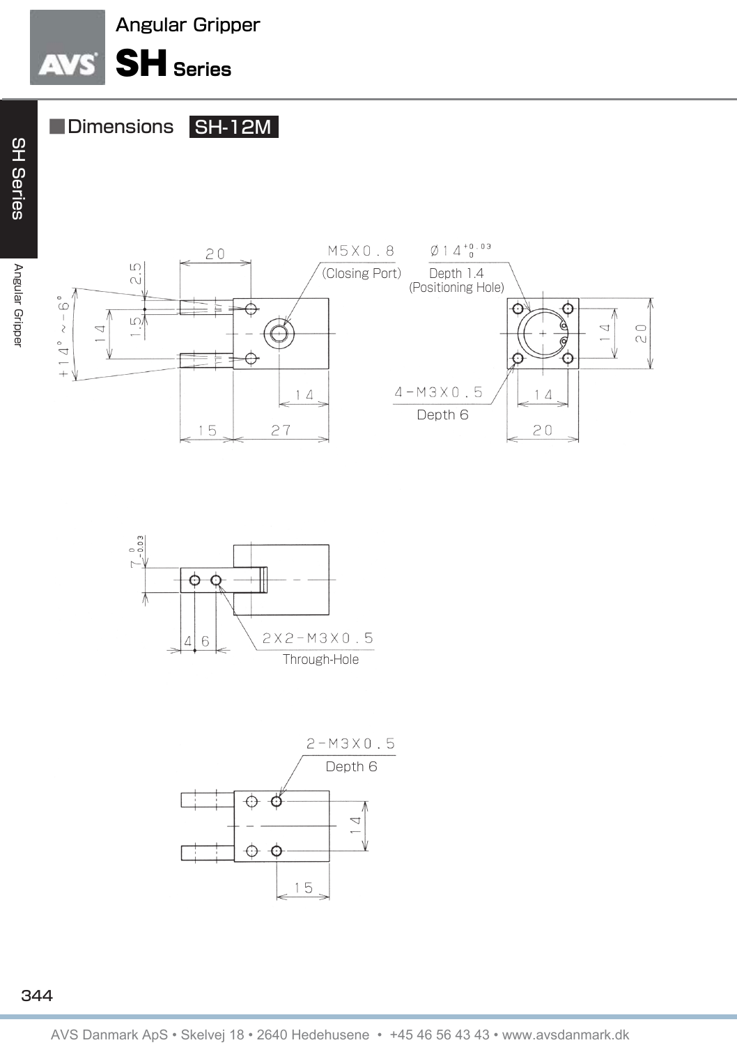## Dimensions SH-12M

20

M5X0.8
(Closing Port)

Ø14 $^{+0.03}_{0}$
Depth 1.4
(Positioning Hole)

2.5

+14° ~ -6°

14

1.5

14

20

14

4-M3X0.5
Depth 6

14

15

27

20

7 $^{0}_{-0.03}$

4 6

2X2-M3X0.5
Through-Hole

2-M3X0.5
Depth 6

14

15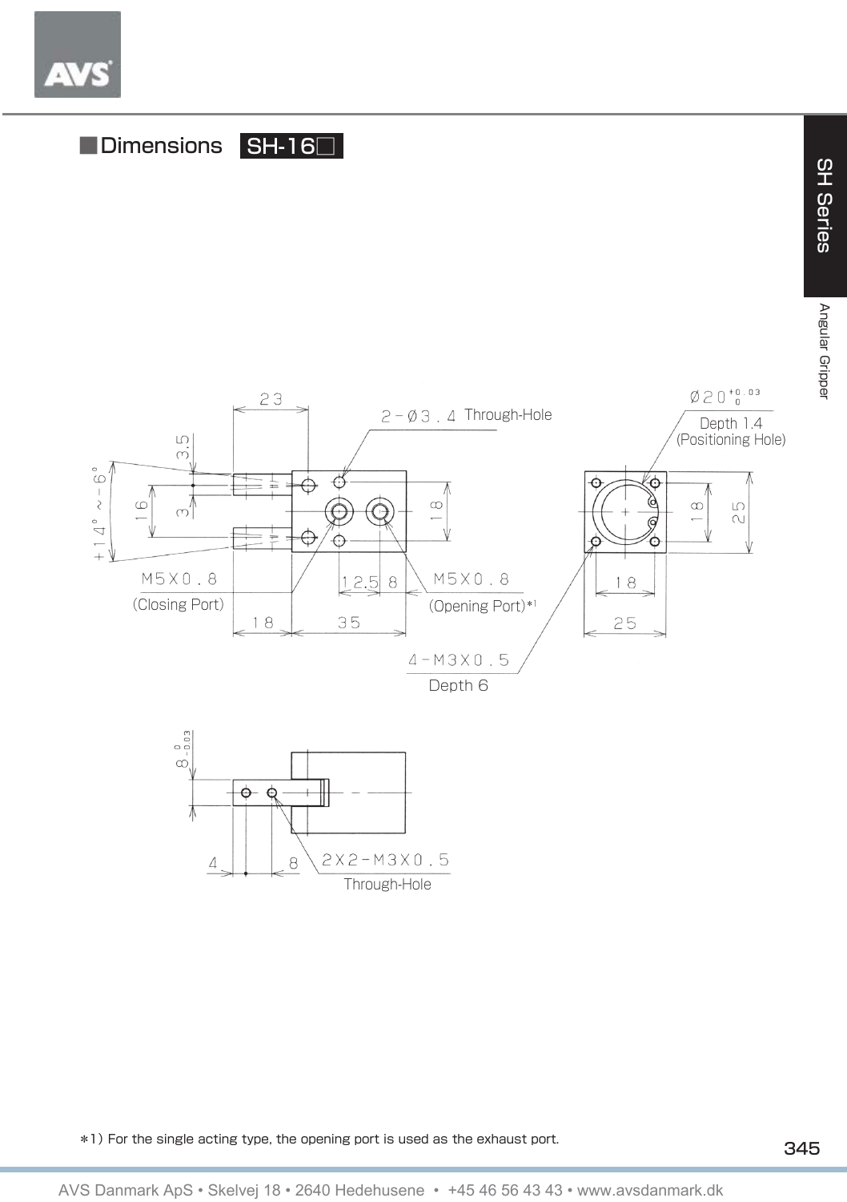## Dimensions SH-16□

23

2-Ø3.4 Through-Hole

Ø20 $^{+0.03}_{0}$

Depth 1.4
(Positioning Hole)

3.5

+14° ~ -6°

16

3

18

18

25

M5X0.8
(Closing Port)

12.5 8

M5X0.8
(Opening Port)*1

18

18 35

25

4-M3X0.5
Depth 6

8 $^{0}_{-0.03}$

4 8

2X2-M3X0.5
Through-Hole

*1) For the single acting type, the opening port is used as the exhaust port.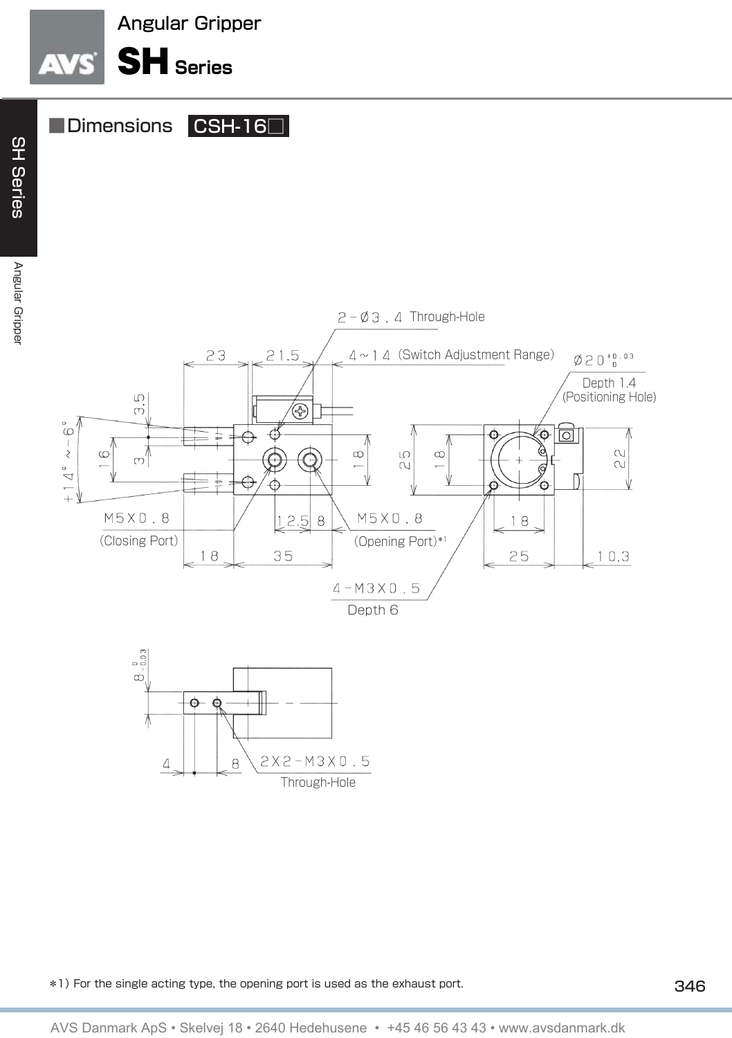# Angular Gripper

# SH Series

## ■Dimensions CSH-16□

2-Ø3.4 Through-Hole

23

21.5

4~14 (Switch Adjustment Range)

Ø20 +0.03 0

Depth 1.4

(Positioning Hole)

3.5

+14°~-6°

16

3

18

25

18

22

M5X0.8

(Closing Port)

12.5

8

M5X0.8

(Opening Port)*1

18

18

35

25

10.3

4-M3X0.5

Depth 6

8 0 -0.03

4

8

2X2-M3X0.5

Through-Hole

*1) For the single acting type, the opening port is used as the exhaust port.